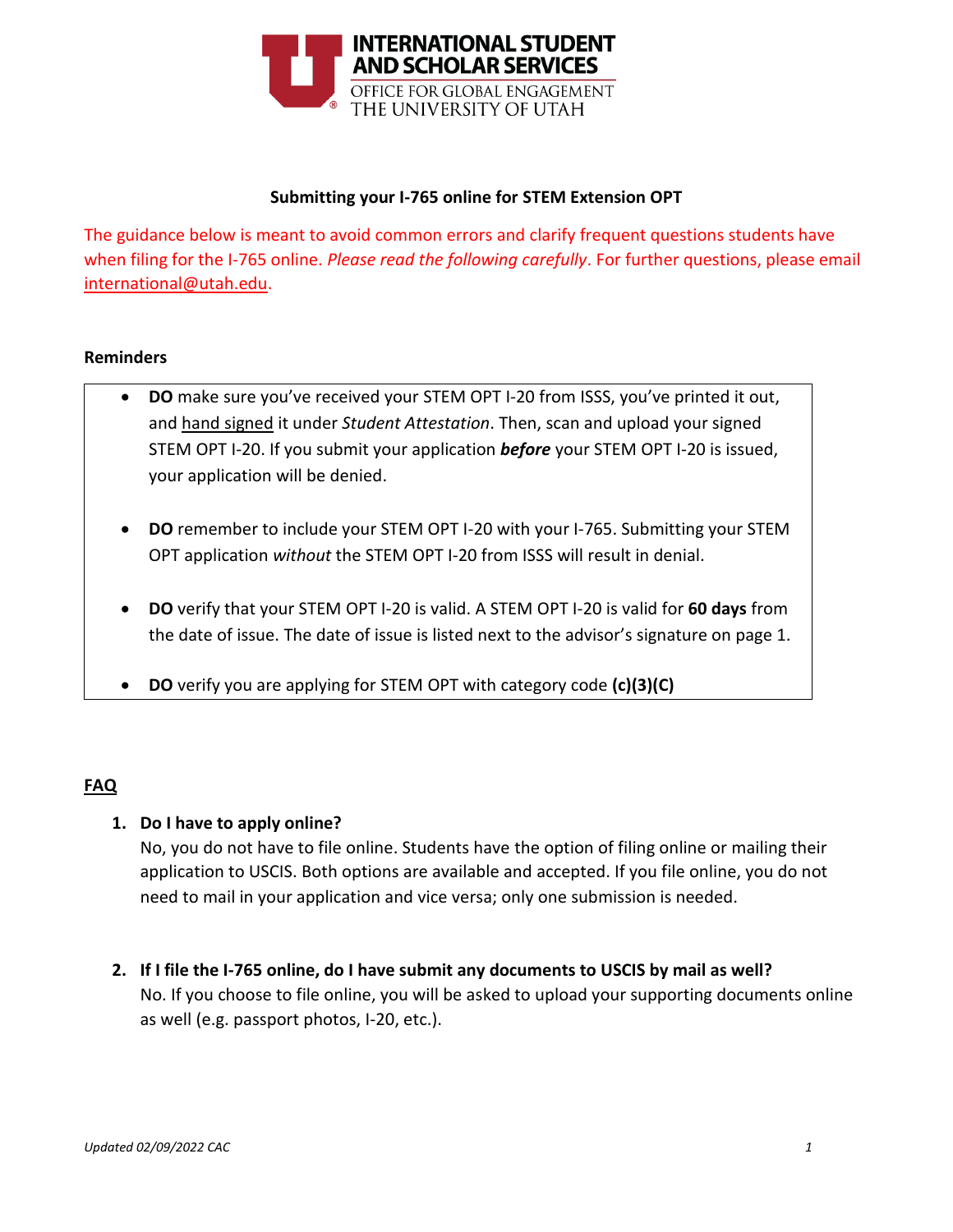INTERNATIONAL STUDENT AND SCHOLAR SERVICES
OFFICE FOR GLOBAL ENGAGEMENT
THE UNIVERSITY OF UTAH

# Submitting your I-765 online for STEM Extension OPT

The guidance below is meant to avoid common errors and clarify frequent questions students have when filing for the I-765 online. *Please read the following carefully*. For further questions, please email international@utah.edu.

## Reminders

- **DO** make sure you've received your STEM OPT I-20 from ISSS, you've printed it out, and hand signed it under *Student Attestation*. Then, scan and upload your signed STEM OPT I-20. If you submit your application ***before*** your STEM OPT I-20 is issued, your application will be denied.
- **DO** remember to include your STEM OPT I-20 with your I-765. Submitting your STEM OPT application *without* the STEM OPT I-20 from ISSS will result in denial.
- **DO** verify that your STEM OPT I-20 is valid. A STEM OPT I-20 is valid for **60 days** from the date of issue. The date of issue is listed next to the advisor's signature on page 1.
- **DO** verify you are applying for STEM OPT with category code **(c)(3)(C)**

## FAQ

1. **Do I have to apply online?**
   No, you do not have to file online. Students have the option of filing online or mailing their application to USCIS. Both options are available and accepted. If you file online, you do not need to mail in your application and vice versa; only one submission is needed.

2. **If I file the I-765 online, do I have submit any documents to USCIS by mail as well?**
   No. If you choose to file online, you will be asked to upload your supporting documents online as well (e.g. passport photos, I-20, etc.).

*Updated 02/09/2022 CAC*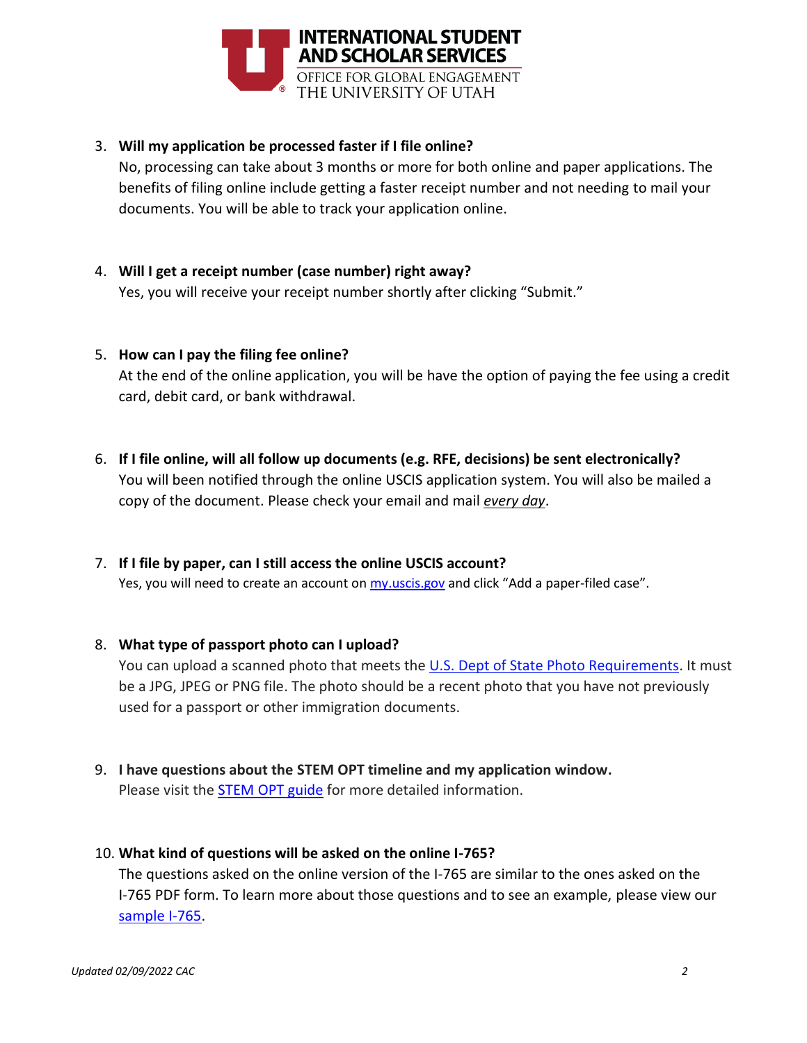3. **Will my application be processed faster if I file online?**
   No, processing can take about 3 months or more for both online and paper applications. The benefits of filing online include getting a faster receipt number and not needing to mail your documents. You will be able to track your application online.

4. **Will I get a receipt number (case number) right away?**
   Yes, you will receive your receipt number shortly after clicking "Submit."

5. **How can I pay the filing fee online?**
   At the end of the online application, you will be have the option of paying the fee using a credit card, debit card, or bank withdrawal.

6. **If I file online, will all follow up documents (e.g. RFE, decisions) be sent electronically?**
   You will been notified through the online USCIS application system. You will also be mailed a copy of the document. Please check your email and mail ***every day***.

7. **If I file by paper, can I still access the online USCIS account?**
   Yes, you will need to create an account on [my.uscis.gov]() and click "Add a paper-filed case".

8. **What type of passport photo can I upload?**
   You can upload a scanned photo that meets the [U.S. Dept of State Photo Requirements](). It must be a JPG, JPEG or PNG file. The photo should be a recent photo that you have not previously used for a passport or other immigration documents.

9. **I have questions about the STEM OPT timeline and my application window.**
   Please visit the [STEM OPT guide]() for more detailed information.

10. **What kind of questions will be asked on the online I-765?**
    The questions asked on the online version of the I-765 are similar to the ones asked on the I-765 PDF form. To learn more about those questions and to see an example, please view our [sample I-765]().

*Updated 02/09/2022 CAC*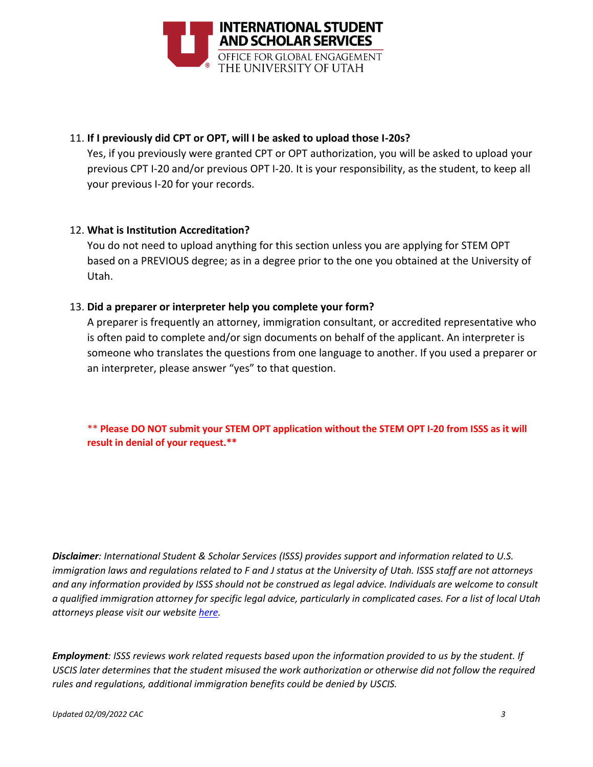11. **If I previously did CPT or OPT, will I be asked to upload those I-20s?**
    Yes, if you previously were granted CPT or OPT authorization, you will be asked to upload your previous CPT I-20 and/or previous OPT I-20. It is your responsibility, as the student, to keep all your previous I-20 for your records.

12. **What is Institution Accreditation?**
    You do not need to upload anything for this section unless you are applying for STEM OPT based on a PREVIOUS degree; as in a degree prior to the one you obtained at the University of Utah.

13. **Did a preparer or interpreter help you complete your form?**
    A preparer is frequently an attorney, immigration consultant, or accredited representative who is often paid to complete and/or sign documents on behalf of the applicant. An interpreter is someone who translates the questions from one language to another. If you used a preparer or an interpreter, please answer "yes" to that question.

** **Please DO NOT submit your STEM OPT application without the STEM OPT I-20 from ISSS as it will result in denial of your request.****

***Disclaimer**: International Student & Scholar Services (ISSS) provides support and information related to U.S. immigration laws and regulations related to F and J status at the University of Utah. ISSS staff are not attorneys and any information provided by ISSS should not be construed as legal advice. Individuals are welcome to consult a qualified immigration attorney for specific legal advice, particularly in complicated cases. For a list of local Utah attorneys please visit our website here.*

***Employment**: ISSS reviews work related requests based upon the information provided to us by the student. If USCIS later determines that the student misused the work authorization or otherwise did not follow the required rules and regulations, additional immigration benefits could be denied by USCIS.*

*Updated 02/09/2022 CAC*